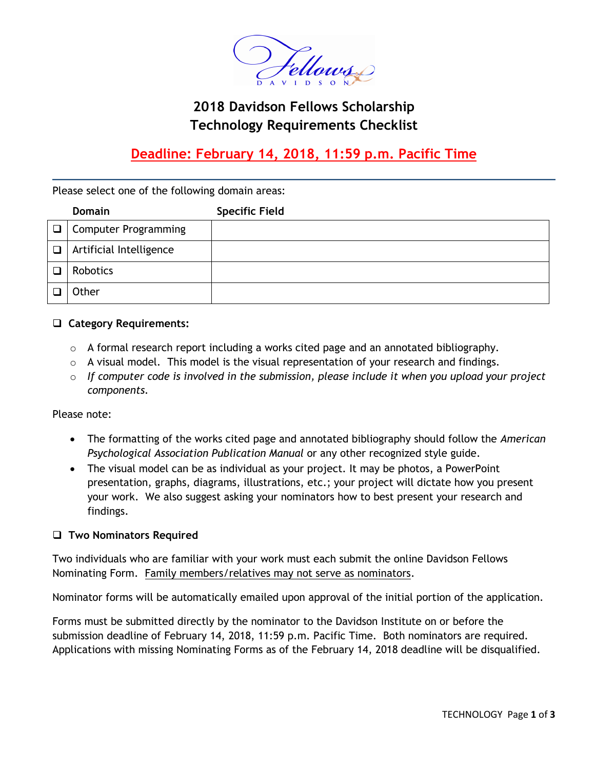# 2018 Davidson Fellows Scholarship
# Technology Requirements Checklist

## Deadline: February 14, 2018, 11:59 p.m. Pacific Time

Please select one of the following domain areas:

| | Domain | Specific Field |
|---|---|---|
| ❑ | Computer Programming | |
| ❑ | Artificial Intelligence | |
| ❑ | Robotics | |
| ❑ | Other | |

❑ **Category Requirements:**

- A formal research report including a works cited page and an annotated bibliography.
- A visual model. This model is the visual representation of your research and findings.
- *If computer code is involved in the submission, please include it when you upload your project components.*

Please note:

- The formatting of the works cited page and annotated bibliography should follow the *American Psychological Association Publication Manual* or any other recognized style guide.
- The visual model can be as individual as your project. It may be photos, a PowerPoint presentation, graphs, diagrams, illustrations, etc.; your project will dictate how you present your work. We also suggest asking your nominators how to best present your research and findings.

❑ **Two Nominators Required**

Two individuals who are familiar with your work must each submit the online Davidson Fellows Nominating Form. Family members/relatives may not serve as nominators.

Nominator forms will be automatically emailed upon approval of the initial portion of the application.

Forms must be submitted directly by the nominator to the Davidson Institute on or before the submission deadline of February 14, 2018, 11:59 p.m. Pacific Time. Both nominators are required. Applications with missing Nominating Forms as of the February 14, 2018 deadline will be disqualified.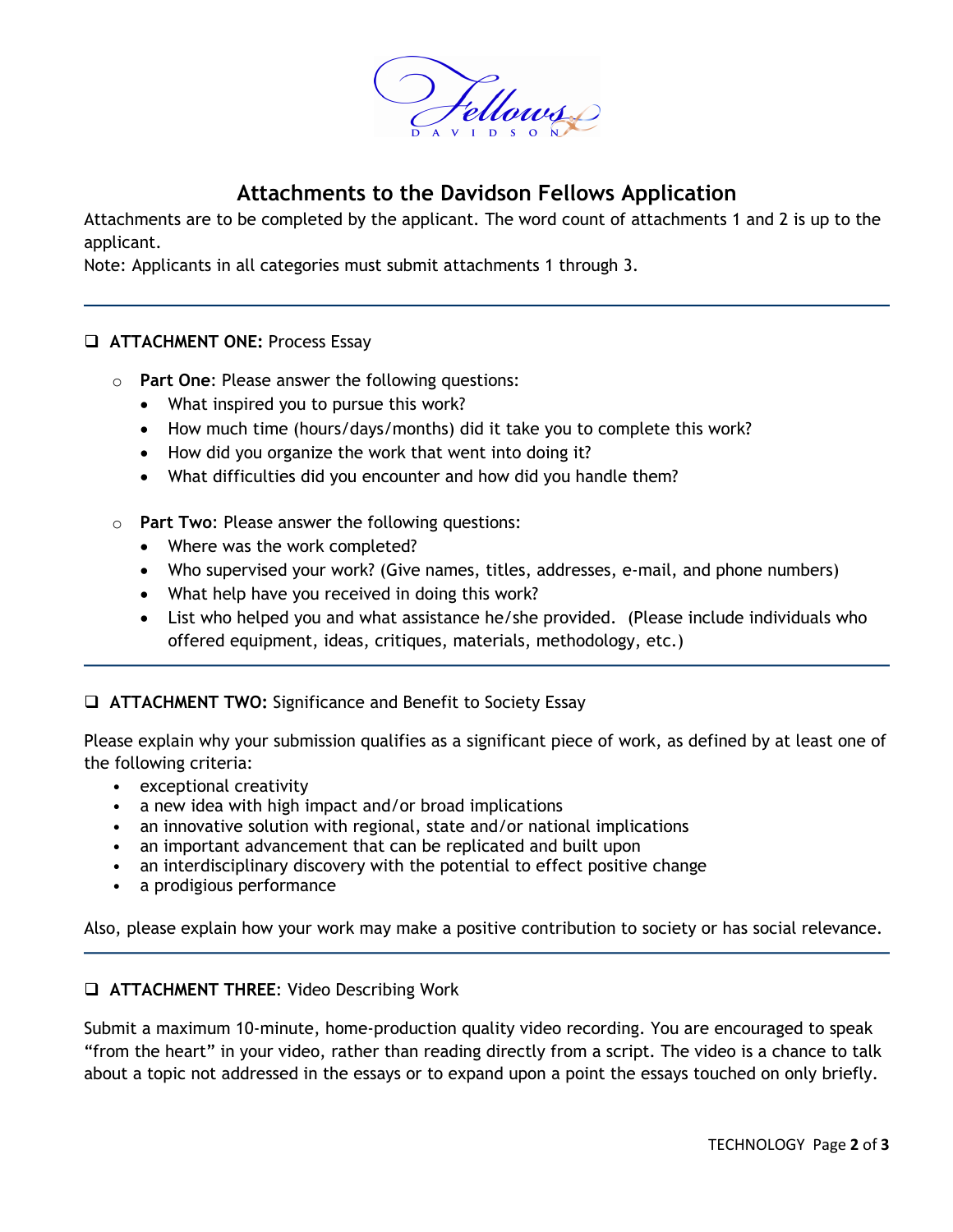# Attachments to the Davidson Fellows Application

Attachments are to be completed by the applicant. The word count of attachments 1 and 2 is up to the applicant.

Note: Applicants in all categories must submit attachments 1 through 3.

---

## ❑ ATTACHMENT ONE: Process Essay

- **Part One**: Please answer the following questions:
  - What inspired you to pursue this work?
  - How much time (hours/days/months) did it take you to complete this work?
  - How did you organize the work that went into doing it?
  - What difficulties did you encounter and how did you handle them?

- **Part Two**: Please answer the following questions:
  - Where was the work completed?
  - Who supervised your work? (Give names, titles, addresses, e-mail, and phone numbers)
  - What help have you received in doing this work?
  - List who helped you and what assistance he/she provided. (Please include individuals who offered equipment, ideas, critiques, materials, methodology, etc.)

---

## ❑ ATTACHMENT TWO: Significance and Benefit to Society Essay

Please explain why your submission qualifies as a significant piece of work, as defined by at least one of the following criteria:

- exceptional creativity
- a new idea with high impact and/or broad implications
- an innovative solution with regional, state and/or national implications
- an important advancement that can be replicated and built upon
- an interdisciplinary discovery with the potential to effect positive change
- a prodigious performance

Also, please explain how your work may make a positive contribution to society or has social relevance.

---

## ❑ ATTACHMENT THREE: Video Describing Work

Submit a maximum 10-minute, home-production quality video recording. You are encouraged to speak "from the heart" in your video, rather than reading directly from a script. The video is a chance to talk about a topic not addressed in the essays or to expand upon a point the essays touched on only briefly.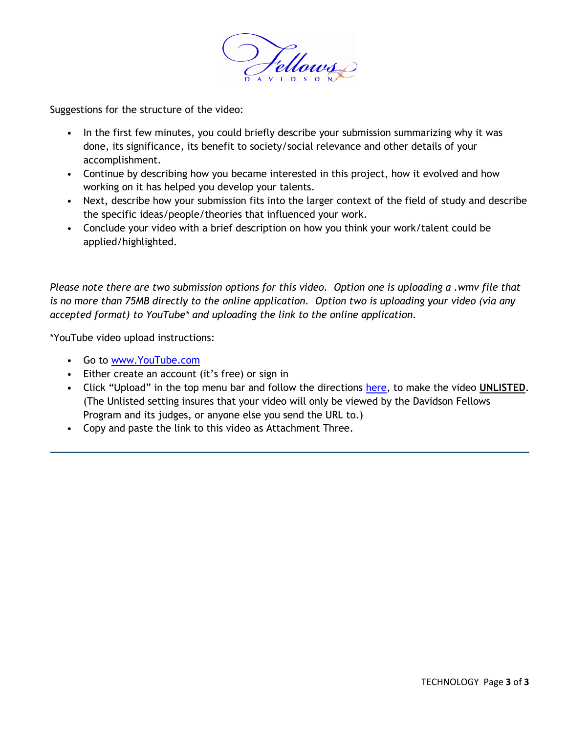Suggestions for the structure of the video:

- In the first few minutes, you could briefly describe your submission summarizing why it was done, its significance, its benefit to society/social relevance and other details of your accomplishment.
- Continue by describing how you became interested in this project, how it evolved and how working on it has helped you develop your talents.
- Next, describe how your submission fits into the larger context of the field of study and describe the specific ideas/people/theories that influenced your work.
- Conclude your video with a brief description on how you think your work/talent could be applied/highlighted.

*Please note there are two submission options for this video. Option one is uploading a .wmv file that is no more than 75MB directly to the online application. Option two is uploading your video (via any accepted format) to YouTube* and uploading the link to the online application.*

*YouTube video upload instructions:

- Go to [www.YouTube.com](www.YouTube.com)
- Either create an account (it's free) or sign in
- Click "Upload" in the top menu bar and follow the directions here, to make the video **UNLISTED**. (The Unlisted setting insures that your video will only be viewed by the Davidson Fellows Program and its judges, or anyone else you send the URL to.)
- Copy and paste the link to this video as Attachment Three.

---